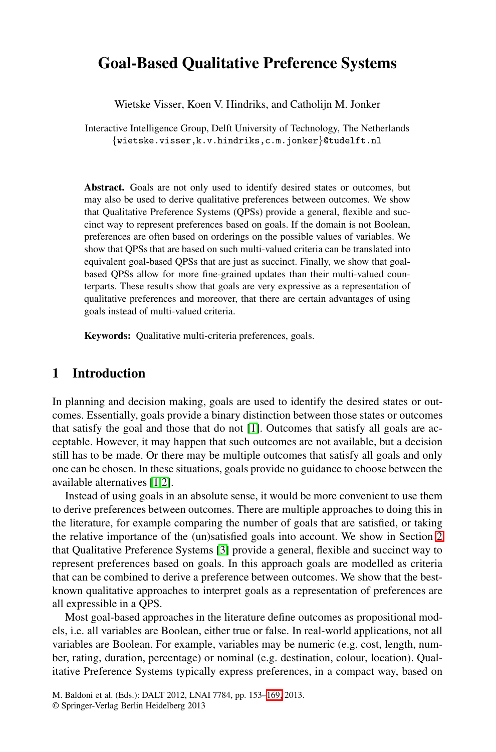# Goal-Based Qualitative Preference Systems

Wietske Visser, Koen V. Hindriks, and Catholijn M. Jonker

Interactive Intelligence Group, Delft University of Technology, The Netherlands
{wietske.visser,k.v.hindriks,c.m.jonker}@tudelft.nl

**Abstract.** Goals are not only used to identify desired states or outcomes, but may also be used to derive qualitative preferences between outcomes. We show that Qualitative Preference Systems (QPSs) provide a general, flexible and succinct way to represent preferences based on goals. If the domain is not Boolean, preferences are often based on orderings on the possible values of variables. We show that QPSs that are based on such multi-valued criteria can be translated into equivalent goal-based QPSs that are just as succinct. Finally, we show that goal-based QPSs allow for more fine-grained updates than their multi-valued counterparts. These results show that goals are very expressive as a representation of qualitative preferences and moreover, that there are certain advantages of using goals instead of multi-valued criteria.

**Keywords:** Qualitative multi-criteria preferences, goals.

## 1 Introduction

In planning and decision making, goals are used to identify the desired states or outcomes. Essentially, goals provide a binary distinction between those states or outcomes that satisfy the goal and those that do not [1]. Outcomes that satisfy all goals are acceptable. However, it may happen that such outcomes are not available, but a decision still has to be made. Or there may be multiple outcomes that satisfy all goals and only one can be chosen. In these situations, goals provide no guidance to choose between the available alternatives [1,2].

Instead of using goals in an absolute sense, it would be more convenient to use them to derive preferences between outcomes. There are multiple approaches to doing this in the literature, for example comparing the number of goals that are satisfied, or taking the relative importance of the (un)satisfied goals into account. We show in Section 2 that Qualitative Preference Systems [3] provide a general, flexible and succinct way to represent preferences based on goals. In this approach goals are modelled as criteria that can be combined to derive a preference between outcomes. We show that the best-known qualitative approaches to interpret goals as a representation of preferences are all expressible in a QPS.

Most goal-based approaches in the literature define outcomes as propositional models, i.e. all variables are Boolean, either true or false. In real-world applications, not all variables are Boolean. For example, variables may be numeric (e.g. cost, length, number, rating, duration, percentage) or nominal (e.g. destination, colour, location). Qualitative Preference Systems typically express preferences, in a compact way, based on

M. Baldoni et al. (Eds.): DALT 2012, LNAI 7784, pp. 153–169, 2013.
© Springer-Verlag Berlin Heidelberg 2013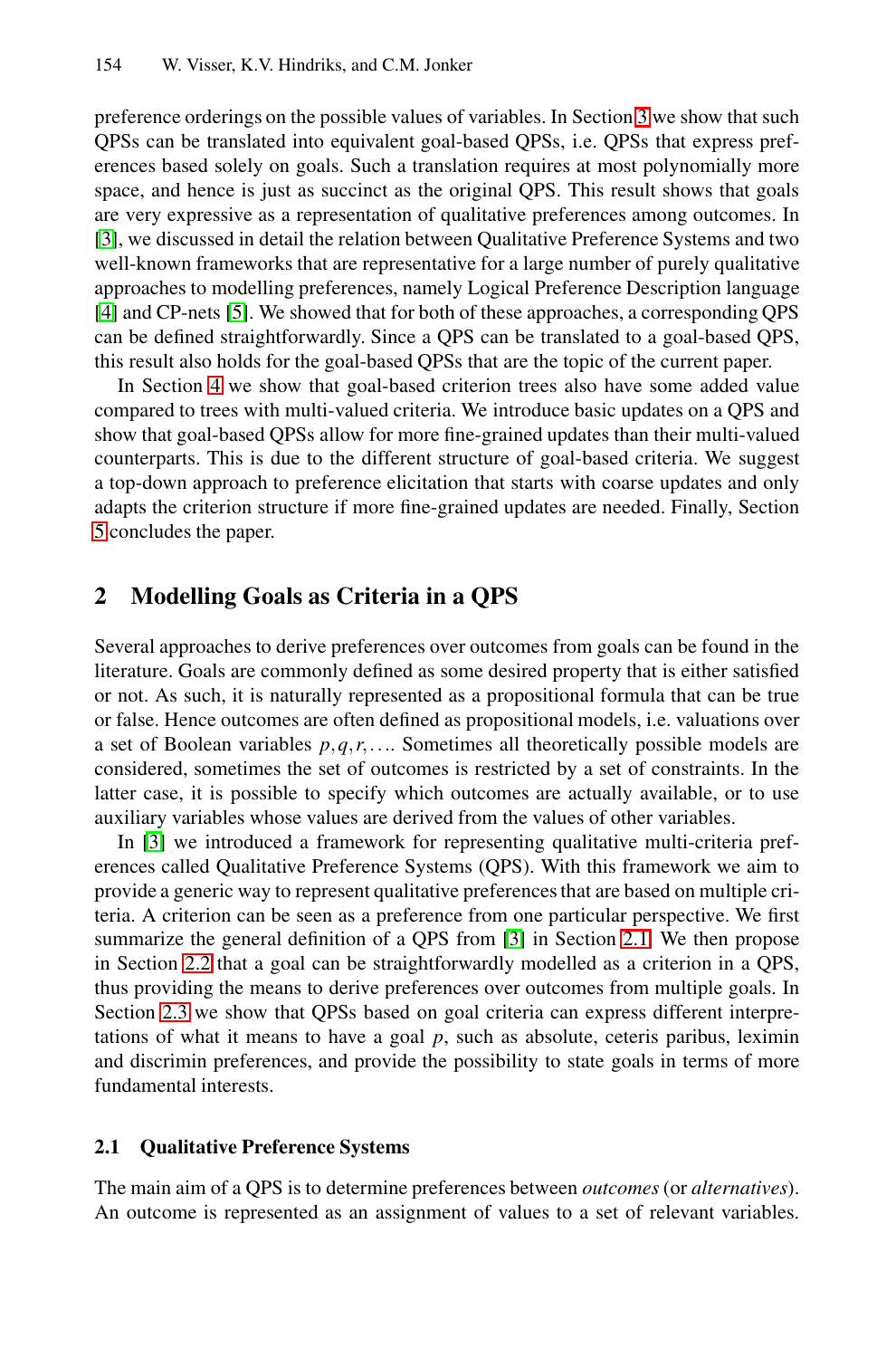preference orderings on the possible values of variables. In Section 3 we show that such QPSs can be translated into equivalent goal-based QPSs, i.e. QPSs that express preferences based solely on goals. Such a translation requires at most polynomially more space, and hence is just as succinct as the original QPS. This result shows that goals are very expressive as a representation of qualitative preferences among outcomes. In [3], we discussed in detail the relation between Qualitative Preference Systems and two well-known frameworks that are representative for a large number of purely qualitative approaches to modelling preferences, namely Logical Preference Description language [4] and CP-nets [5]. We showed that for both of these approaches, a corresponding QPS can be defined straightforwardly. Since a QPS can be translated to a goal-based QPS, this result also holds for the goal-based QPSs that are the topic of the current paper.

In Section 4 we show that goal-based criterion trees also have some added value compared to trees with multi-valued criteria. We introduce basic updates on a QPS and show that goal-based QPSs allow for more fine-grained updates than their multi-valued counterparts. This is due to the different structure of goal-based criteria. We suggest a top-down approach to preference elicitation that starts with coarse updates and only adapts the criterion structure if more fine-grained updates are needed. Finally, Section 5 concludes the paper.

## 2 Modelling Goals as Criteria in a QPS

Several approaches to derive preferences over outcomes from goals can be found in the literature. Goals are commonly defined as some desired property that is either satisfied or not. As such, it is naturally represented as a propositional formula that can be true or false. Hence outcomes are often defined as propositional models, i.e. valuations over a set of Boolean variables $p, q, r, \ldots$. Sometimes all theoretically possible models are considered, sometimes the set of outcomes is restricted by a set of constraints. In the latter case, it is possible to specify which outcomes are actually available, or to use auxiliary variables whose values are derived from the values of other variables.

In [3] we introduced a framework for representing qualitative multi-criteria preferences called Qualitative Preference Systems (QPS). With this framework we aim to provide a generic way to represent qualitative preferences that are based on multiple criteria. A criterion can be seen as a preference from one particular perspective. We first summarize the general definition of a QPS from [3] in Section 2.1. We then propose in Section 2.2 that a goal can be straightforwardly modelled as a criterion in a QPS, thus providing the means to derive preferences over outcomes from multiple goals. In Section 2.3 we show that QPSs based on goal criteria can express different interpretations of what it means to have a goal $p$, such as absolute, ceteris paribus, leximin and discrimin preferences, and provide the possibility to state goals in terms of more fundamental interests.

### 2.1 Qualitative Preference Systems

The main aim of a QPS is to determine preferences between *outcomes* (or *alternatives*). An outcome is represented as an assignment of values to a set of relevant variables.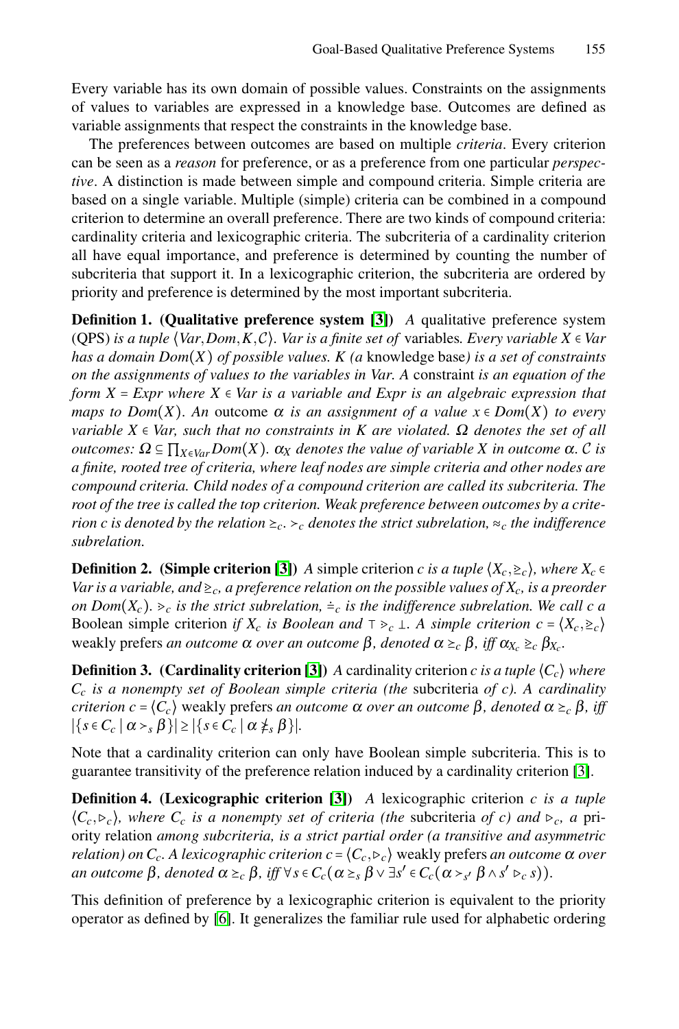Every variable has its own domain of possible values. Constraints on the assignments of values to variables are expressed in a knowledge base. Outcomes are defined as variable assignments that respect the constraints in the knowledge base.

The preferences between outcomes are based on multiple *criteria*. Every criterion can be seen as a *reason* for preference, or as a preference from one particular *perspective*. A distinction is made between simple and compound criteria. Simple criteria are based on a single variable. Multiple (simple) criteria can be combined in a compound criterion to determine an overall preference. There are two kinds of compound criteria: cardinality criteria and lexicographic criteria. The subcriteria of a cardinality criterion all have equal importance, and preference is determined by counting the number of subcriteria that support it. In a lexicographic criterion, the subcriteria are ordered by priority and preference is determined by the most important subcriteria.

**Definition 1. (Qualitative preference system [3])** *A* qualitative preference system *(QPS) is a tuple $\langle Var, Dom, K, \mathcal{C} \rangle$. Var is a finite set of* variables*. Every variable $X \in Var$ has a domain $Dom(X)$ of possible values. K (a* knowledge base*) is a set of constraints on the assignments of values to the variables in Var. A* constraint *is an equation of the form $X = Expr$ where $X \in Var$ is a variable and Expr is an algebraic expression that maps to $Dom(X)$. An* outcome *$\alpha$ is an assignment of a value $x \in Dom(X)$ to every variable $X \in Var$, such that no constraints in K are violated. $\Omega$ denotes the set of all outcomes: $\Omega \subseteq \prod_{X \in Var} Dom(X)$. $\alpha_X$ denotes the value of variable X in outcome $\alpha$. $\mathcal{C}$ is a finite, rooted tree of criteria, where leaf nodes are simple criteria and other nodes are compound criteria. Child nodes of a compound criterion are called its subcriteria. The root of the tree is called the top criterion. Weak preference between outcomes by a criterion c is denoted by the relation $\succeq_c$. $\succ_c$ denotes the strict subrelation, $\approx_c$ the indifference subrelation.*

**Definition 2. (Simple criterion [3])** *A* simple criterion *c is a tuple $\langle X_c, \trianglerighteq_c \rangle$, where $X_c \in Var$ is a variable, and $\trianglerighteq_c$, a preference relation on the possible values of $X_c$, is a preorder on $Dom(X_c)$. $\vartriangleright_c$ is the strict subrelation, $\doteq_c$ is the indifference subrelation. We call c a* Boolean simple criterion *if $X_c$ is Boolean and $\top \vartriangleright_c \bot$. A simple criterion $c = \langle X_c, \trianglerighteq_c \rangle$* weakly prefers *an outcome $\alpha$ over an outcome $\beta$, denoted $\alpha \succeq_c \beta$, iff $\alpha_{X_c} \trianglerighteq_c \beta_{X_c}$.*

**Definition 3. (Cardinality criterion [3])** *A* cardinality criterion *c is a tuple $\langle C_c \rangle$ where $C_c$ is a nonempty set of Boolean simple criteria (the* subcriteria *of c). A cardinality criterion $c = \langle C_c \rangle$* weakly prefers *an outcome $\alpha$ over an outcome $\beta$, denoted $\alpha \succeq_c \beta$, iff $|\{s \in C_c \mid \alpha \succ_s \beta\}| \geq |\{s \in C_c \mid \alpha \not\succeq_s \beta\}|$.*

Note that a cardinality criterion can only have Boolean simple subcriteria. This is to guarantee transitivity of the preference relation induced by a cardinality criterion [3].

**Definition 4. (Lexicographic criterion [3])** *A* lexicographic criterion *c is a tuple $\langle C_c, \vartriangleright_c \rangle$, where $C_c$ is a nonempty set of criteria (the* subcriteria *of c) and $\vartriangleright_c$, a* priority relation *among subcriteria, is a strict partial order (a transitive and asymmetric relation) on $C_c$. A lexicographic criterion $c = \langle C_c, \vartriangleright_c \rangle$* weakly prefers *an outcome $\alpha$ over an outcome $\beta$, denoted $\alpha \succeq_c \beta$, iff $\forall s \in C_c (\alpha \succeq_s \beta \vee \exists s' \in C_c (\alpha \succ_{s'} \beta \wedge s' \vartriangleright_c s))$.*

This definition of preference by a lexicographic criterion is equivalent to the priority operator as defined by [6]. It generalizes the familiar rule used for alphabetic ordering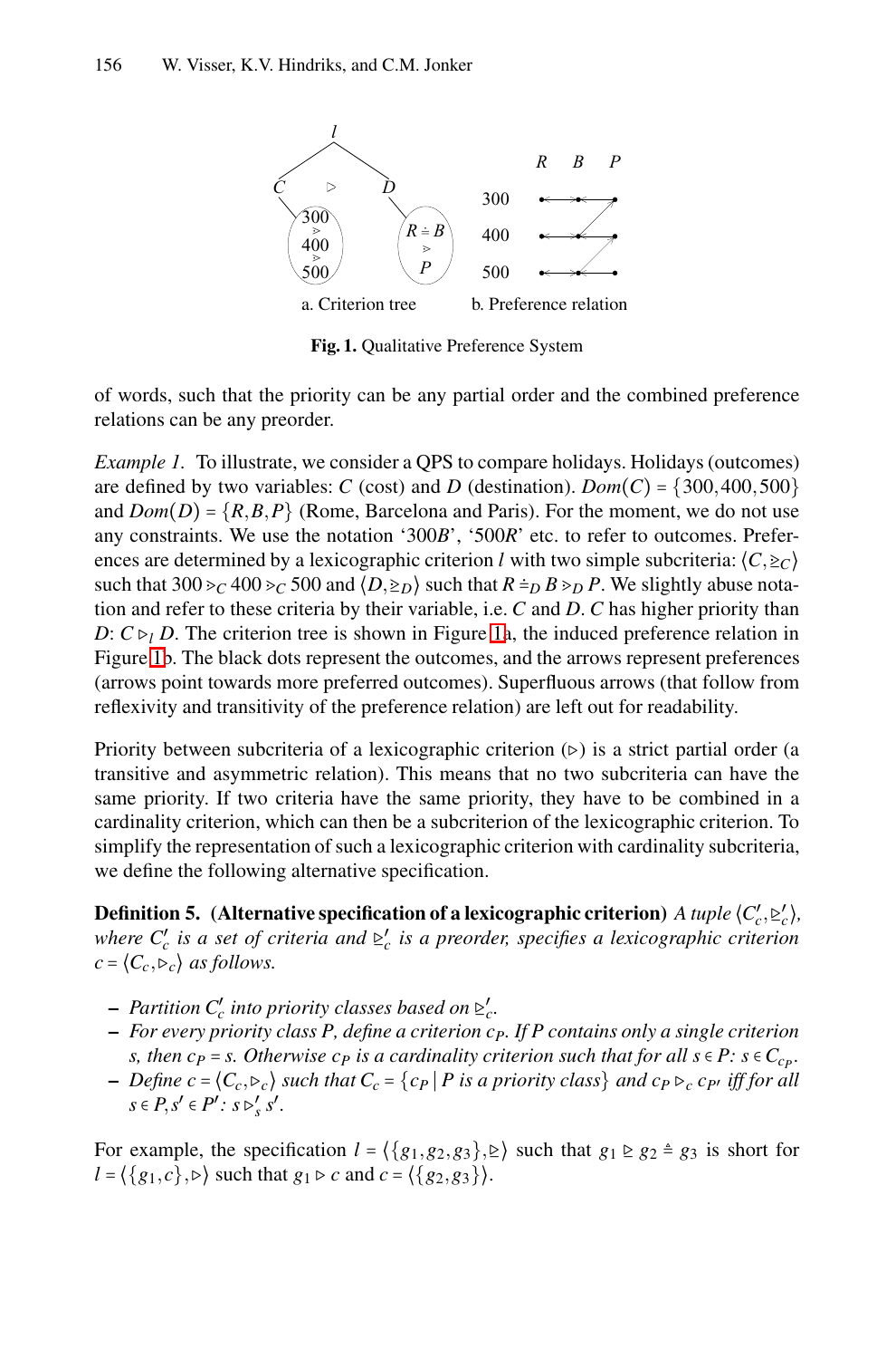a. Criterion tree b. Preference relation

**Fig. 1.** Qualitative Preference System

of words, such that the priority can be any partial order and the combined preference relations can be any preorder.

*Example 1.* To illustrate, we consider a QPS to compare holidays. Holidays (outcomes) are defined by two variables: $C$ (cost) and $D$ (destination). $Dom(C) = \{300, 400, 500\}$ and $Dom(D) = \{R, B, P\}$ (Rome, Barcelona and Paris). For the moment, we do not use any constraints. We use the notation '300$B$', '500$R$' etc. to refer to outcomes. Preferences are determined by a lexicographic criterion $l$ with two simple subcriteria: $\langle C, \geq_C \rangle$ such that $300 >_C 400 >_C 500$ and $\langle D, \geq_D \rangle$ such that $R \doteq_D B >_D P$. We slightly abuse notation and refer to these criteria by their variable, i.e. $C$ and $D$. $C$ has higher priority than $D$: $C \rhd_l D$. The criterion tree is shown in Figure 1a, the induced preference relation in Figure 1b. The black dots represent the outcomes, and the arrows represent preferences (arrows point towards more preferred outcomes). Superfluous arrows (that follow from reflexivity and transitivity of the preference relation) are left out for readability.

Priority between subcriteria of a lexicographic criterion ($\rhd$) is a strict partial order (a transitive and asymmetric relation). This means that no two subcriteria can have the same priority. If two criteria have the same priority, they have to be combined in a cardinality criterion, which can then be a subcriterion of the lexicographic criterion. To simplify the representation of such a lexicographic criterion with cardinality subcriteria, we define the following alternative specification.

**Definition 5. (Alternative specification of a lexicographic criterion)** *A tuple $\langle C'_c, \trianglerighteq'_c \rangle$, where $C'_c$ is a set of criteria and $\trianglerighteq'_c$ is a preorder, specifies a lexicographic criterion $c = \langle C_c, \rhd_c \rangle$ as follows.*

- *Partition $C'_c$ into priority classes based on $\trianglerighteq'_c$.*
- *For every priority class $P$, define a criterion $c_P$. If $P$ contains only a single criterion $s$, then $c_P = s$. Otherwise $c_P$ is a cardinality criterion such that for all $s \in P$: $s \in C_{c_P}$.*
- *Define $c = \langle C_c, \rhd_c \rangle$ such that $C_c = \{c_P \mid P$ is a priority class$\}$ and $c_P \rhd_c c_{P'}$ iff for all $s \in P, s' \in P'$: $s \rhd'_s s'$.*

For example, the specification $l = \langle \{g_1, g_2, g_3\}, \trianglerighteq \rangle$ such that $g_1 \trianglerighteq g_2 \triangleq g_3$ is short for $l = \langle \{g_1, c\}, \rhd \rangle$ such that $g_1 \rhd c$ and $c = \langle \{g_2, g_3\} \rangle$.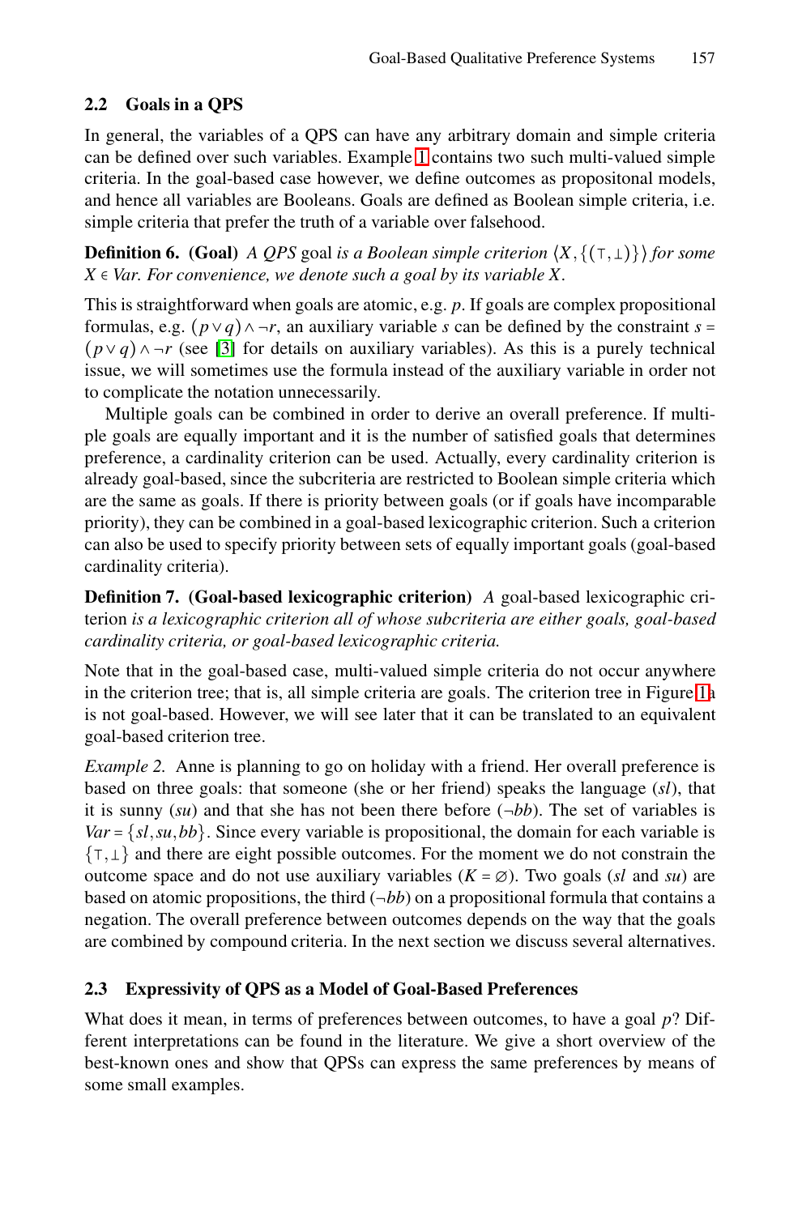### 2.2 Goals in a QPS

In general, the variables of a QPS can have any arbitrary domain and simple criteria can be defined over such variables. Example 1 contains two such multi-valued simple criteria. In the goal-based case however, we define outcomes as propositonal models, and hence all variables are Booleans. Goals are defined as Boolean simple criteria, i.e. simple criteria that prefer the truth of a variable over falsehood.

**Definition 6. (Goal)** *A QPS* goal *is a Boolean simple criterion* $\langle X, \{(\top, \bot)\}\rangle$ *for some* $X \in Var$*. For convenience, we denote such a goal by its variable* $X$*.*

This is straightforward when goals are atomic, e.g. $p$. If goals are complex propositional formulas, e.g. $(p \vee q) \wedge \neg r$, an auxiliary variable $s$ can be defined by the constraint $s = (p \vee q) \wedge \neg r$ (see [3] for details on auxiliary variables). As this is a purely technical issue, we will sometimes use the formula instead of the auxiliary variable in order not to complicate the notation unnecessarily.

Multiple goals can be combined in order to derive an overall preference. If multiple goals are equally important and it is the number of satisfied goals that determines preference, a cardinality criterion can be used. Actually, every cardinality criterion is already goal-based, since the subcriteria are restricted to Boolean simple criteria which are the same as goals. If there is priority between goals (or if goals have incomparable priority), they can be combined in a goal-based lexicographic criterion. Such a criterion can also be used to specify priority between sets of equally important goals (goal-based cardinality criteria).

**Definition 7. (Goal-based lexicographic criterion)** *A* goal-based lexicographic criterion *is a lexicographic criterion all of whose subcriteria are either goals, goal-based cardinality criteria, or goal-based lexicographic criteria.*

Note that in the goal-based case, multi-valued simple criteria do not occur anywhere in the criterion tree; that is, all simple criteria are goals. The criterion tree in Figure 1a is not goal-based. However, we will see later that it can be translated to an equivalent goal-based criterion tree.

*Example 2.* Anne is planning to go on holiday with a friend. Her overall preference is based on three goals: that someone (she or her friend) speaks the language (*sl*), that it is sunny (*su*) and that she has not been there before ($\neg bb$). The set of variables is $Var = \{sl, su, bb\}$. Since every variable is propositional, the domain for each variable is $\{\top, \bot\}$ and there are eight possible outcomes. For the moment we do not constrain the outcome space and do not use auxiliary variables ($K = \varnothing$). Two goals (*sl* and *su*) are based on atomic propositions, the third ($\neg bb$) on a propositional formula that contains a negation. The overall preference between outcomes depends on the way that the goals are combined by compound criteria. In the next section we discuss several alternatives.

### 2.3 Expressivity of QPS as a Model of Goal-Based Preferences

What does it mean, in terms of preferences between outcomes, to have a goal $p$? Different interpretations can be found in the literature. We give a short overview of the best-known ones and show that QPSs can express the same preferences by means of some small examples.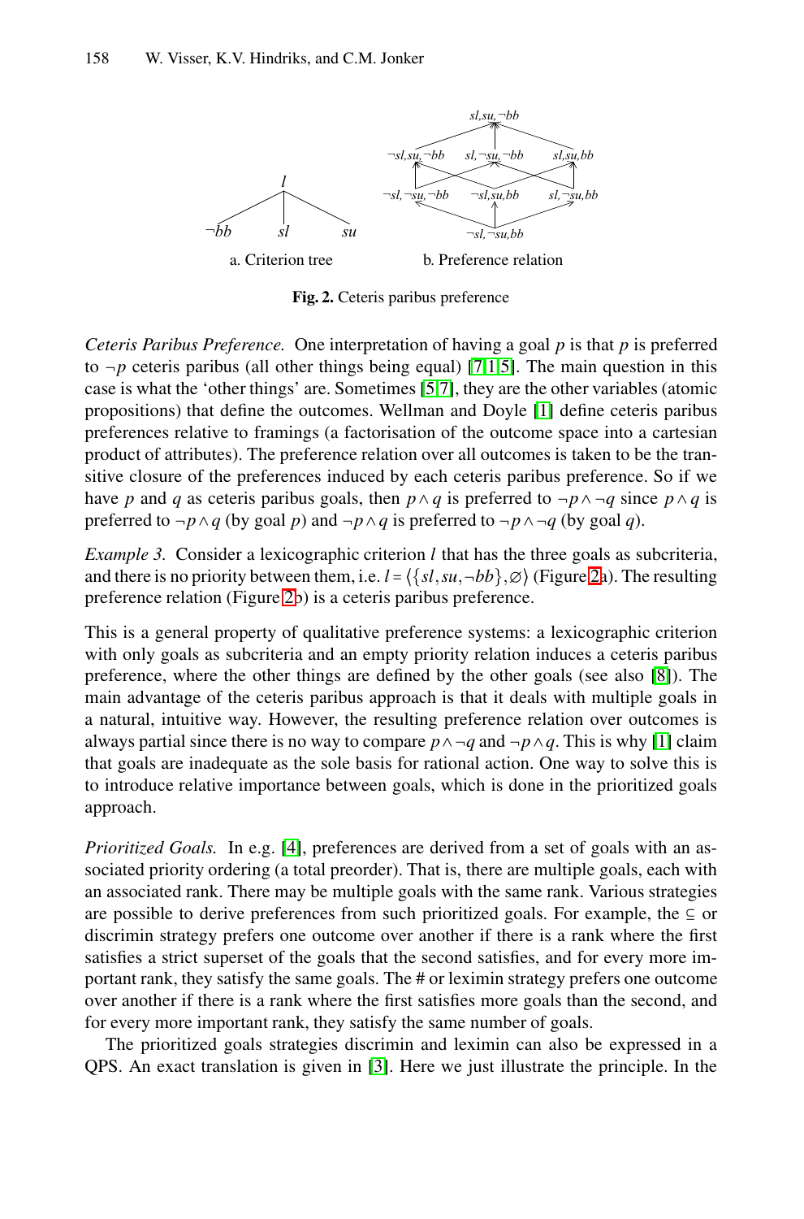a. Criterion tree b. Preference relation

**Fig. 2.** Ceteris paribus preference

*Ceteris Paribus Preference.* One interpretation of having a goal $p$ is that $p$ is preferred to $\neg p$ ceteris paribus (all other things being equal) [7,1,5]. The main question in this case is what the 'other things' are. Sometimes [5,7], they are the other variables (atomic propositions) that define the outcomes. Wellman and Doyle [1] define ceteris paribus preferences relative to framings (a factorisation of the outcome space into a cartesian product of attributes). The preference relation over all outcomes is taken to be the transitive closure of the preferences induced by each ceteris paribus preference. So if we have $p$ and $q$ as ceteris paribus goals, then $p \wedge q$ is preferred to $\neg p \wedge \neg q$ since $p \wedge q$ is preferred to $\neg p \wedge q$ (by goal $p$) and $\neg p \wedge q$ is preferred to $\neg p \wedge \neg q$ (by goal $q$).

*Example 3.* Consider a lexicographic criterion $l$ that has the three goals as subcriteria, and there is no priority between them, i.e. $l = \langle \{sl, su, \neg bb\}, \varnothing \rangle$ (Figure 2a). The resulting preference relation (Figure 2b) is a ceteris paribus preference.

This is a general property of qualitative preference systems: a lexicographic criterion with only goals as subcriteria and an empty priority relation induces a ceteris paribus preference, where the other things are defined by the other goals (see also [8]). The main advantage of the ceteris paribus approach is that it deals with multiple goals in a natural, intuitive way. However, the resulting preference relation over outcomes is always partial since there is no way to compare $p \wedge \neg q$ and $\neg p \wedge q$. This is why [1] claim that goals are inadequate as the sole basis for rational action. One way to solve this is to introduce relative importance between goals, which is done in the prioritized goals approach.

*Prioritized Goals.* In e.g. [4], preferences are derived from a set of goals with an associated priority ordering (a total preorder). That is, there are multiple goals, each with an associated rank. There may be multiple goals with the same rank. Various strategies are possible to derive preferences from such prioritized goals. For example, the $\subseteq$ or discrimin strategy prefers one outcome over another if there is a rank where the first satisfies a strict superset of the goals that the second satisfies, and for every more important rank, they satisfy the same goals. The # or leximin strategy prefers one outcome over another if there is a rank where the first satisfies more goals than the second, and for every more important rank, they satisfy the same number of goals.

The prioritized goals strategies discrimin and leximin can also be expressed in a QPS. An exact translation is given in [3]. Here we just illustrate the principle. In the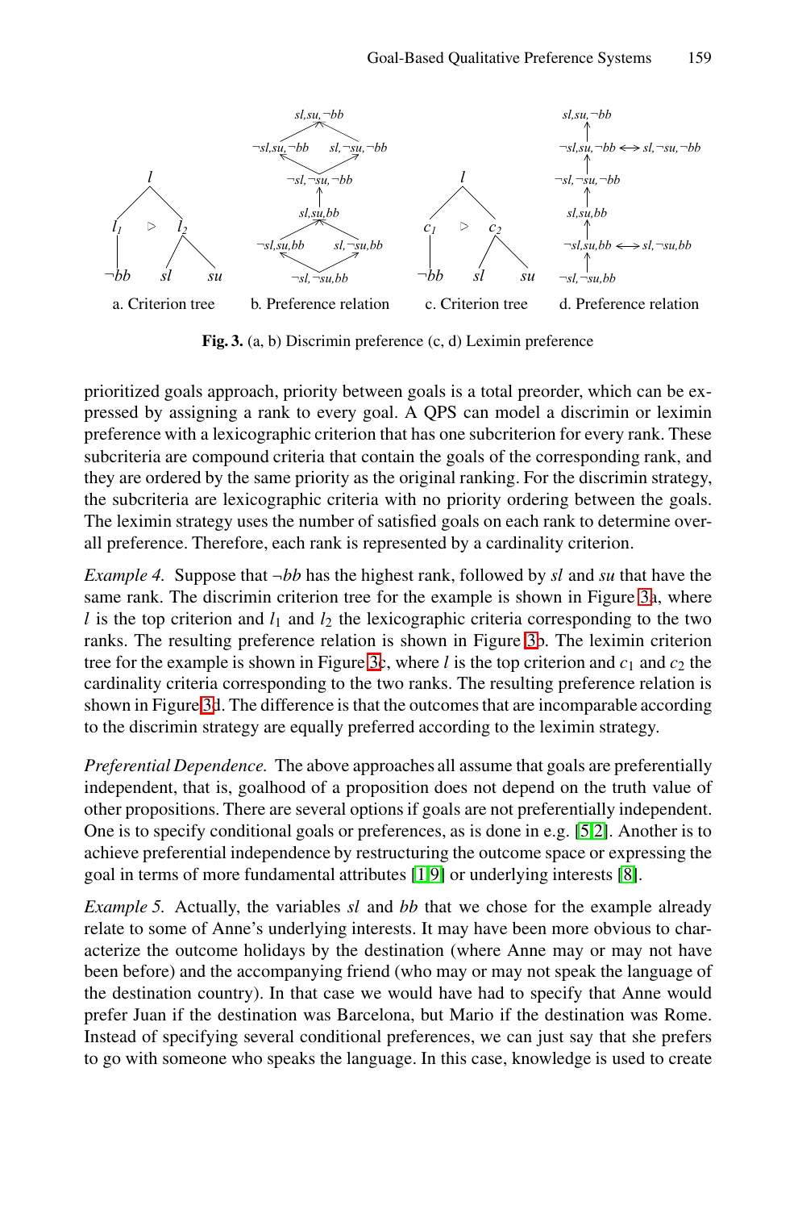Fig. 3. (a, b) Discrimin preference (c, d) Leximin preference

prioritized goals approach, priority between goals is a total preorder, which can be expressed by assigning a rank to every goal. A QPS can model a discrimin or leximin preference with a lexicographic criterion that has one subcriterion for every rank. These subcriteria are compound criteria that contain the goals of the corresponding rank, and they are ordered by the same priority as the original ranking. For the discrimin strategy, the subcriteria are lexicographic criteria with no priority ordering between the goals. The leximin strategy uses the number of satisfied goals on each rank to determine overall preference. Therefore, each rank is represented by a cardinality criterion.

*Example 4.* Suppose that $\neg bb$ has the highest rank, followed by *sl* and *su* that have the same rank. The discrimin criterion tree for the example is shown in Figure 3a, where $l$ is the top criterion and $l_1$ and $l_2$ the lexicographic criteria corresponding to the two ranks. The resulting preference relation is shown in Figure 3b. The leximin criterion tree for the example is shown in Figure 3c, where $l$ is the top criterion and $c_1$ and $c_2$ the cardinality criteria corresponding to the two ranks. The resulting preference relation is shown in Figure 3d. The difference is that the outcomes that are incomparable according to the discrimin strategy are equally preferred according to the leximin strategy.

*Preferential Dependence.* The above approaches all assume that goals are preferentially independent, that is, goalhood of a proposition does not depend on the truth value of other propositions. There are several options if goals are not preferentially independent. One is to specify conditional goals or preferences, as is done in e.g. [5,2]. Another is to achieve preferential independence by restructuring the outcome space or expressing the goal in terms of more fundamental attributes [1,9] or underlying interests [8].

*Example 5.* Actually, the variables *sl* and *bb* that we chose for the example already relate to some of Anne's underlying interests. It may have been more obvious to characterize the outcome holidays by the destination (where Anne may or may not have been before) and the accompanying friend (who may or may not speak the language of the destination country). In that case we would have had to specify that Anne would prefer Juan if the destination was Barcelona, but Mario if the destination was Rome. Instead of specifying several conditional preferences, we can just say that she prefers to go with someone who speaks the language. In this case, knowledge is used to create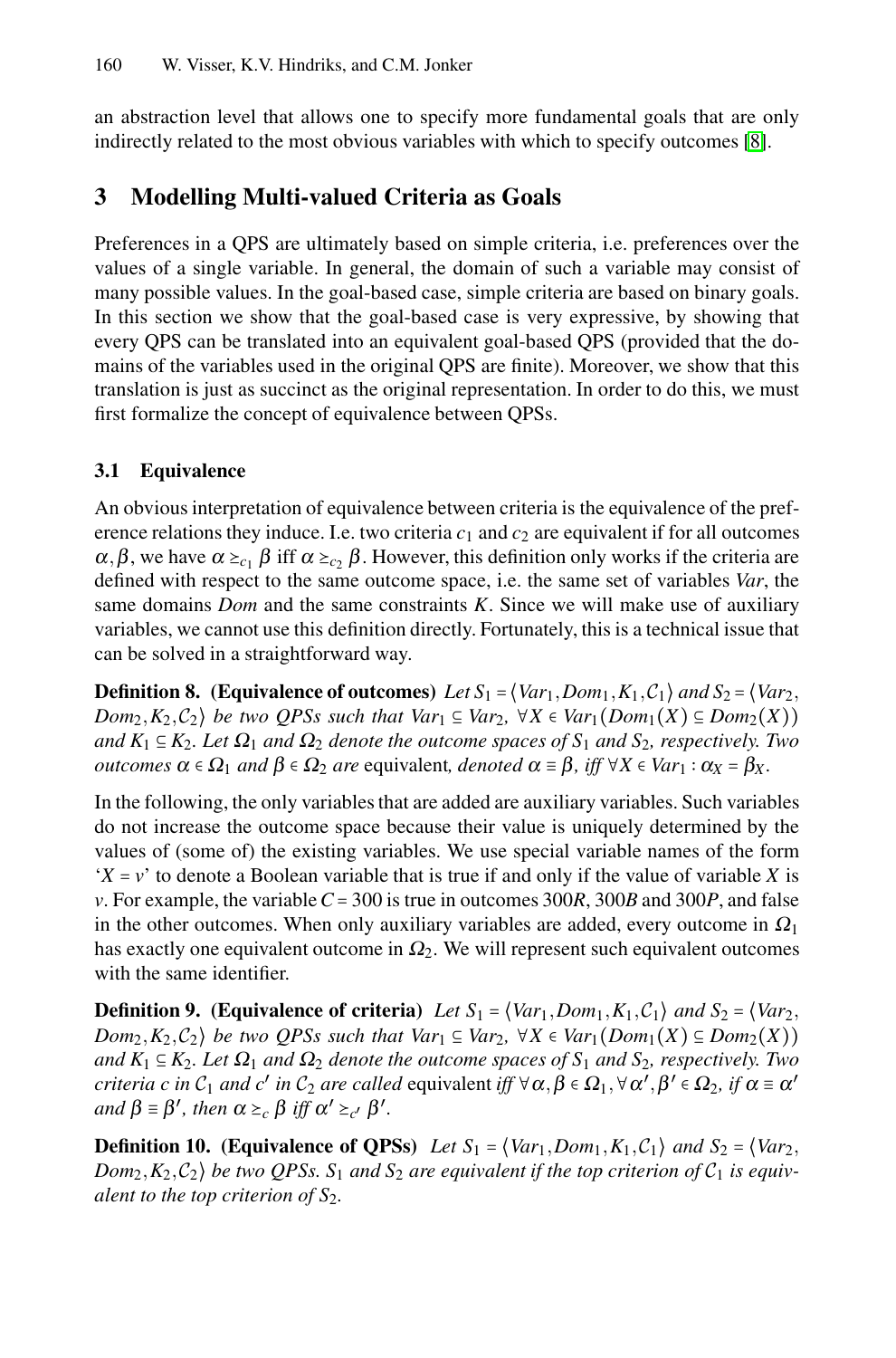an abstraction level that allows one to specify more fundamental goals that are only indirectly related to the most obvious variables with which to specify outcomes [8].

## 3 Modelling Multi-valued Criteria as Goals

Preferences in a QPS are ultimately based on simple criteria, i.e. preferences over the values of a single variable. In general, the domain of such a variable may consist of many possible values. In the goal-based case, simple criteria are based on binary goals. In this section we show that the goal-based case is very expressive, by showing that every QPS can be translated into an equivalent goal-based QPS (provided that the domains of the variables used in the original QPS are finite). Moreover, we show that this translation is just as succinct as the original representation. In order to do this, we must first formalize the concept of equivalence between QPSs.

### 3.1 Equivalence

An obvious interpretation of equivalence between criteria is the equivalence of the preference relations they induce. I.e. two criteria $c_1$ and $c_2$ are equivalent if for all outcomes $\alpha, \beta$, we have $\alpha \succeq_{c_1} \beta$ iff $\alpha \succeq_{c_2} \beta$. However, this definition only works if the criteria are defined with respect to the same outcome space, i.e. the same set of variables *Var*, the same domains *Dom* and the same constraints $K$. Since we will make use of auxiliary variables, we cannot use this definition directly. Fortunately, this is a technical issue that can be solved in a straightforward way.

**Definition 8. (Equivalence of outcomes)** *Let* $S_1 = \langle Var_1, Dom_1, K_1, \mathcal{C}_1 \rangle$ *and* $S_2 = \langle Var_2, Dom_2, K_2, \mathcal{C}_2 \rangle$ *be two QPSs such that* $Var_1 \subseteq Var_2$, $\forall X \in Var_1 (Dom_1(X) \subseteq Dom_2(X))$ *and* $K_1 \subseteq K_2$. *Let* $\Omega_1$ *and* $\Omega_2$ *denote the outcome spaces of* $S_1$ *and* $S_2$*, respectively. Two outcomes* $\alpha \in \Omega_1$ *and* $\beta \in \Omega_2$ *are* equivalent*, denoted* $\alpha \equiv \beta$*, iff* $\forall X \in Var_1 : \alpha_X = \beta_X$.

In the following, the only variables that are added are auxiliary variables. Such variables do not increase the outcome space because their value is uniquely determined by the values of (some of) the existing variables. We use special variable names of the form '$X = v$' to denote a Boolean variable that is true if and only if the value of variable $X$ is $v$. For example, the variable $C = 300$ is true in outcomes $300R$, $300B$ and $300P$, and false in the other outcomes. When only auxiliary variables are added, every outcome in $\Omega_1$ has exactly one equivalent outcome in $\Omega_2$. We will represent such equivalent outcomes with the same identifier.

**Definition 9. (Equivalence of criteria)** *Let* $S_1 = \langle Var_1, Dom_1, K_1, \mathcal{C}_1 \rangle$ *and* $S_2 = \langle Var_2, Dom_2, K_2, \mathcal{C}_2 \rangle$ *be two QPSs such that* $Var_1 \subseteq Var_2$, $\forall X \in Var_1 (Dom_1(X) \subseteq Dom_2(X))$ *and* $K_1 \subseteq K_2$. *Let* $\Omega_1$ *and* $\Omega_2$ *denote the outcome spaces of* $S_1$ *and* $S_2$*, respectively. Two criteria* $c$ *in* $\mathcal{C}_1$ *and* $c'$ *in* $\mathcal{C}_2$ *are called* equivalent *iff* $\forall \alpha, \beta \in \Omega_1, \forall \alpha', \beta' \in \Omega_2$*, if* $\alpha \equiv \alpha'$ *and* $\beta \equiv \beta'$*, then* $\alpha \succeq_c \beta$ *iff* $\alpha' \succeq_{c'} \beta'$.

**Definition 10. (Equivalence of QPSs)** *Let* $S_1 = \langle Var_1, Dom_1, K_1, \mathcal{C}_1 \rangle$ *and* $S_2 = \langle Var_2, Dom_2, K_2, \mathcal{C}_2 \rangle$ *be two QPSs.* $S_1$ *and* $S_2$ *are equivalent if the top criterion of* $\mathcal{C}_1$ *is equivalent to the top criterion of* $S_2$.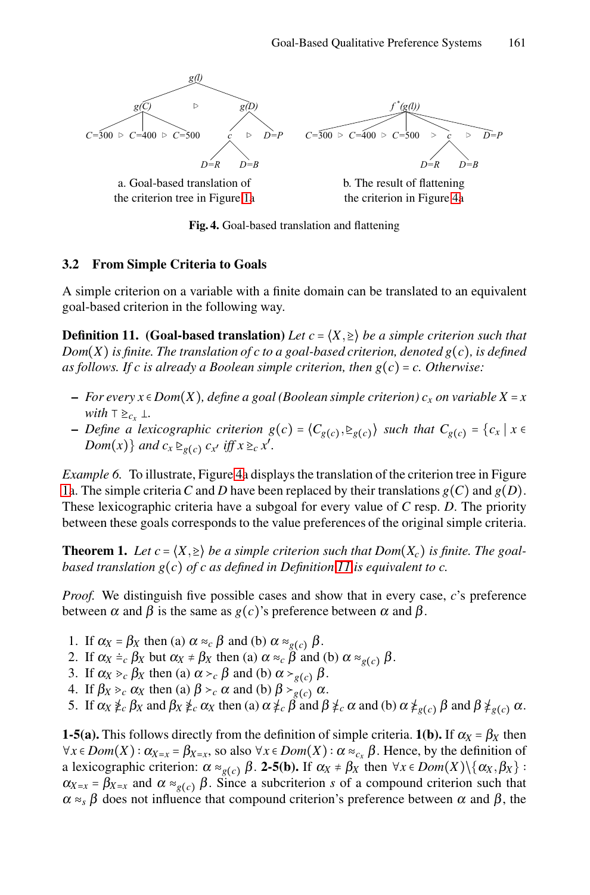a. Goal-based translation of the criterion tree in Figure 1a

b. The result of flattening the criterion in Figure 4a

**Fig. 4.** Goal-based translation and flattening

### 3.2 From Simple Criteria to Goals

A simple criterion on a variable with a finite domain can be translated to an equivalent goal-based criterion in the following way.

**Definition 11. (Goal-based translation)** *Let $c = \langle X, \trianglerighteq \rangle$ be a simple criterion such that $Dom(X)$ is finite. The translation of $c$ to a goal-based criterion, denoted $g(c)$, is defined as follows. If $c$ is already a Boolean simple criterion, then $g(c) = c$. Otherwise:*

- *For every $x \in Dom(X)$, define a goal (Boolean simple criterion) $c_x$ on variable $X = x$ with $\top \trianglerighteq_{c_x} \bot$.*
- *Define a lexicographic criterion $g(c) = \langle C_{g(c)}, \trianglerighteq_{g(c)} \rangle$ such that $C_{g(c)} = \{c_x \mid x \in Dom(x)\}$ and $c_x \trianglerighteq_{g(c)} c_{x'}$ iff $x \trianglerighteq_c x'$.*

*Example 6.* To illustrate, Figure 4a displays the translation of the criterion tree in Figure 1a. The simple criteria $C$ and $D$ have been replaced by their translations $g(C)$ and $g(D)$. These lexicographic criteria have a subgoal for every value of $C$ resp. $D$. The priority between these goals corresponds to the value preferences of the original simple criteria.

**Theorem 1.** *Let $c = \langle X, \trianglerighteq \rangle$ be a simple criterion such that $Dom(X_c)$ is finite. The goal-based translation $g(c)$ of $c$ as defined in Definition 11 is equivalent to $c$.*

*Proof.* We distinguish five possible cases and show that in every case, $c$'s preference between $\alpha$ and $\beta$ is the same as $g(c)$'s preference between $\alpha$ and $\beta$.

1. If $\alpha_X = \beta_X$ then (a) $\alpha \approx_c \beta$ and (b) $\alpha \approx_{g(c)} \beta$.
2. If $\alpha_X \doteq_c \beta_X$ but $\alpha_X \neq \beta_X$ then (a) $\alpha \approx_c \beta$ and (b) $\alpha \approx_{g(c)} \beta$.
3. If $\alpha_X \rhd_c \beta_X$ then (a) $\alpha \succ_c \beta$ and (b) $\alpha \succ_{g(c)} \beta$.
4. If $\beta_X \rhd_c \alpha_X$ then (a) $\beta \succ_c \alpha$ and (b) $\beta \succ_{g(c)} \alpha$.
5. If $\alpha_X \ntrianglerighteq_c \beta_X$ and $\beta_X \ntrianglerighteq_c \alpha_X$ then (a) $\alpha \nsucceq_c \beta$ and $\beta \nsucceq_c \alpha$ and (b) $\alpha \nsucceq_{g(c)} \beta$ and $\beta \nsucceq_{g(c)} \alpha$.

**1-5(a).** This follows directly from the definition of simple criteria. **1(b).** If $\alpha_X = \beta_X$ then $\forall x \in Dom(X) : \alpha_{X=x} = \beta_{X=x}$, so also $\forall x \in Dom(X) : \alpha \approx_{c_x} \beta$. Hence, by the definition of a lexicographic criterion: $\alpha \approx_{g(c)} \beta$. **2-5(b).** If $\alpha_X \neq \beta_X$ then $\forall x \in Dom(X) \backslash \{\alpha_X, \beta_X\}$ : $\alpha_{X=x} = \beta_{X=x}$ and $\alpha \approx_{g(c)} \beta$. Since a subcriterion $s$ of a compound criterion such that $\alpha \approx_s \beta$ does not influence that compound criterion's preference between $\alpha$ and $\beta$, the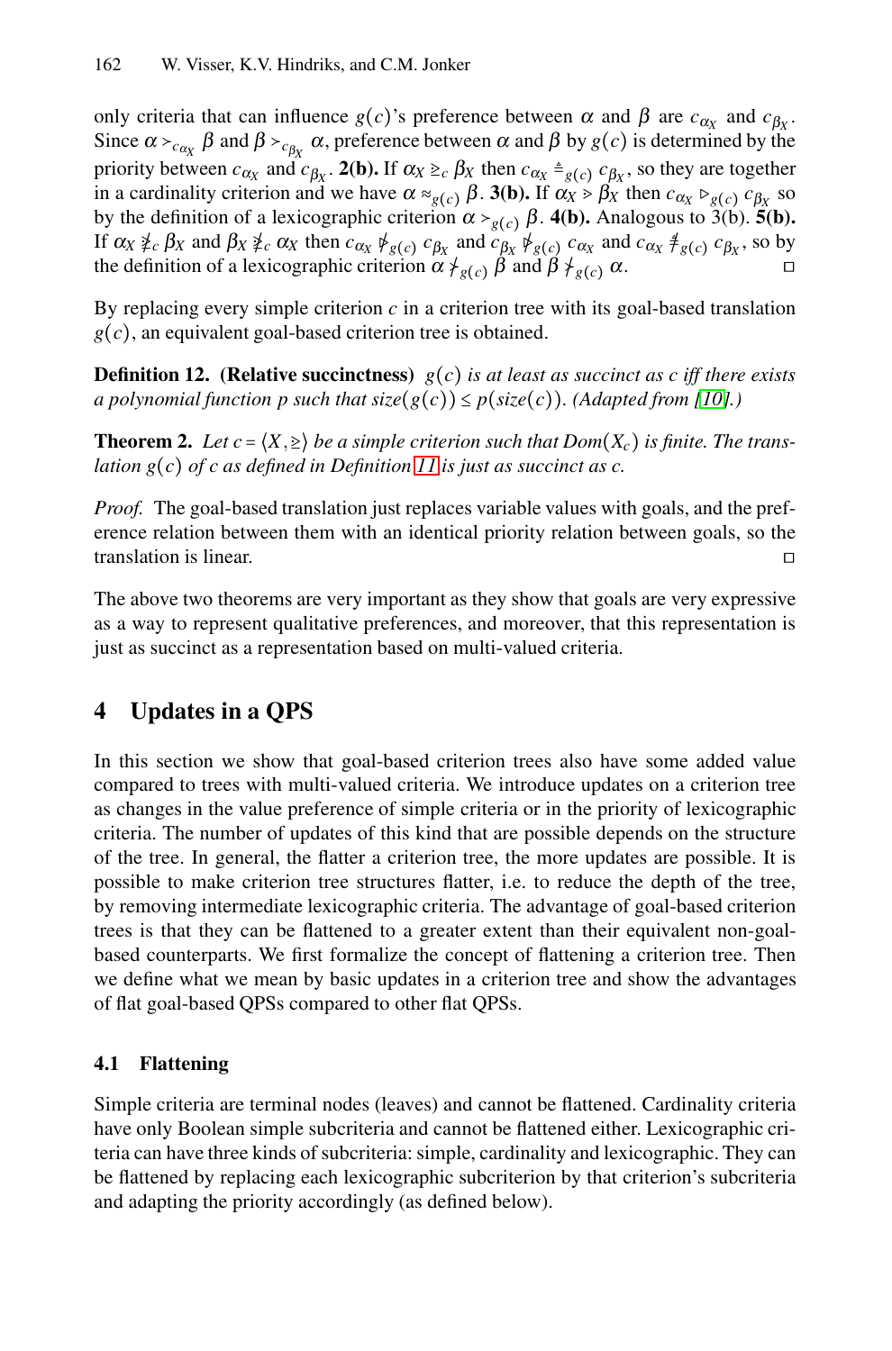only criteria that can influence $g(c)$'s preference between $\alpha$ and $\beta$ are $c_{\alpha_X}$ and $c_{\beta_X}$. Since $\alpha \succ_{c_{\alpha_X}} \beta$ and $\beta \succ_{c_{\beta_X}} \alpha$, preference between $\alpha$ and $\beta$ by $g(c)$ is determined by the priority between $c_{\alpha_X}$ and $c_{\beta_X}$. **2(b).** If $\alpha_X \trianglerighteq_c \beta_X$ then $c_{\alpha_X} \triangleq_{g(c)} c_{\beta_X}$, so they are together in a cardinality criterion and we have $\alpha \approx_{g(c)} \beta$. **3(b).** If $\alpha_X \triangleright \beta_X$ then $c_{\alpha_X} \triangleright_{g(c)} c_{\beta_X}$ so by the definition of a lexicographic criterion $\alpha \succ_{g(c)} \beta$. **4(b).** Analogous to 3(b). **5(b).** If $\alpha_X \ntrianglerighteq_c \beta_X$ and $\beta_X \ntrianglerighteq_c \alpha_X$ then $c_{\alpha_X} \ntriangleright_{g(c)} c_{\beta_X}$ and $c_{\beta_X} \ntriangleright_{g(c)} c_{\alpha_X}$ and $c_{\alpha_X} \not\triangleq_{g(c)} c_{\beta_X}$, so by the definition of a lexicographic criterion $\alpha \nsucceq_{g(c)} \beta$ and $\beta \nsucceq_{g(c)} \alpha$. □

By replacing every simple criterion $c$ in a criterion tree with its goal-based translation $g(c)$, an equivalent goal-based criterion tree is obtained.

**Definition 12. (Relative succinctness)** *$g(c)$ is at least as succinct as $c$ iff there exists a polynomial function $p$ such that $size(g(c)) \leq p(size(c))$. (Adapted from [10].)*

**Theorem 2.** *Let $c = \langle X, \trianglerighteq \rangle$ be a simple criterion such that $Dom(X_c)$ is finite. The translation $g(c)$ of $c$ as defined in Definition 11 is just as succinct as $c$.*

*Proof.* The goal-based translation just replaces variable values with goals, and the preference relation between them with an identical priority relation between goals, so the translation is linear. □

The above two theorems are very important as they show that goals are very expressive as a way to represent qualitative preferences, and moreover, that this representation is just as succinct as a representation based on multi-valued criteria.

## 4 Updates in a QPS

In this section we show that goal-based criterion trees also have some added value compared to trees with multi-valued criteria. We introduce updates on a criterion tree as changes in the value preference of simple criteria or in the priority of lexicographic criteria. The number of updates of this kind that are possible depends on the structure of the tree. In general, the flatter a criterion tree, the more updates are possible. It is possible to make criterion tree structures flatter, i.e. to reduce the depth of the tree, by removing intermediate lexicographic criteria. The advantage of goal-based criterion trees is that they can be flattened to a greater extent than their equivalent non-goal-based counterparts. We first formalize the concept of flattening a criterion tree. Then we define what we mean by basic updates in a criterion tree and show the advantages of flat goal-based QPSs compared to other flat QPSs.

### 4.1 Flattening

Simple criteria are terminal nodes (leaves) and cannot be flattened. Cardinality criteria have only Boolean simple subcriteria and cannot be flattened either. Lexicographic criteria can have three kinds of subcriteria: simple, cardinality and lexicographic. They can be flattened by replacing each lexicographic subcriterion by that criterion's subcriteria and adapting the priority accordingly (as defined below).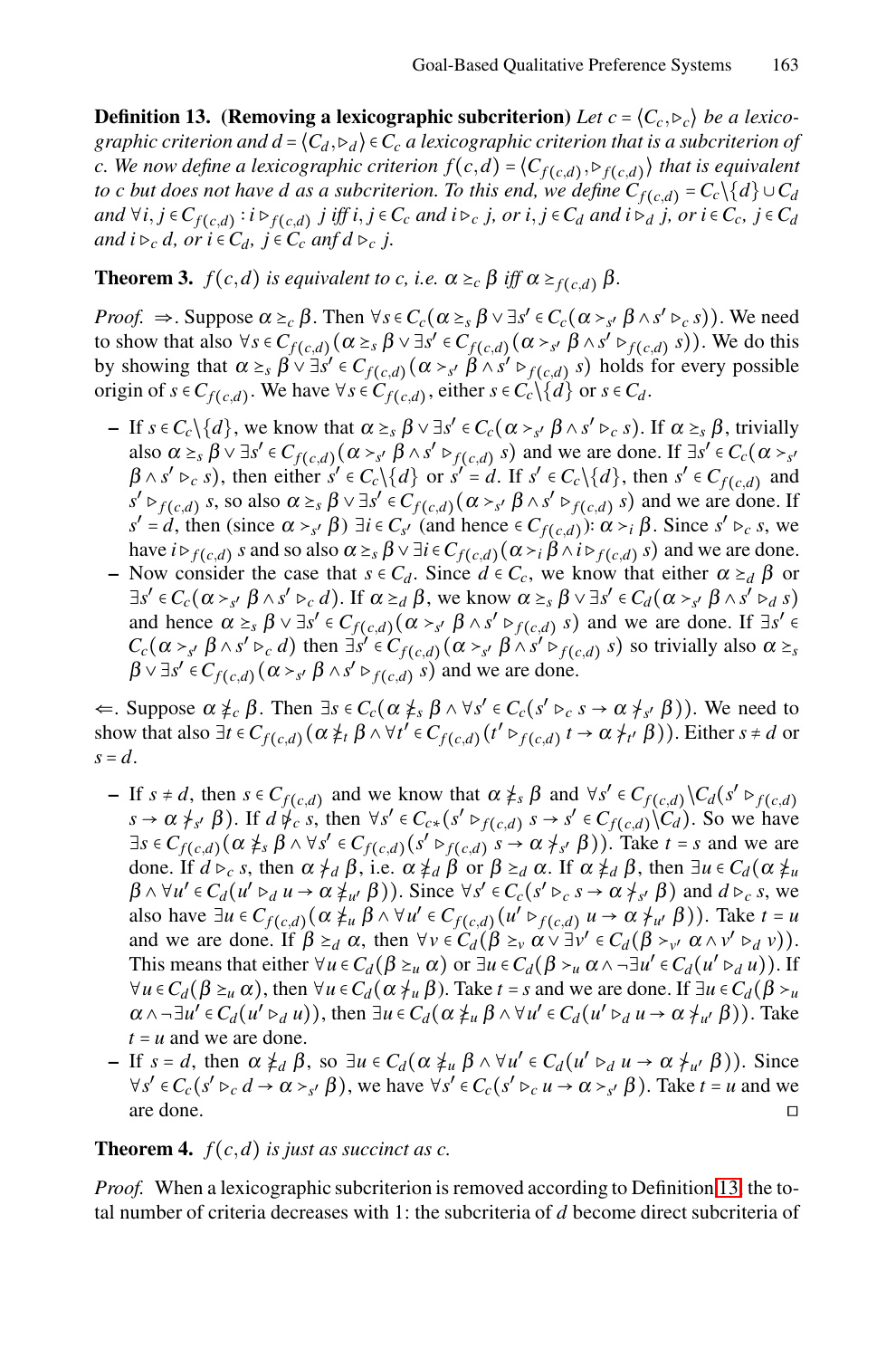**Definition 13. (Removing a lexicographic subcriterion)** *Let $c = \langle C_c, \rhd_c \rangle$ be a lexicographic criterion and $d = \langle C_d, \rhd_d \rangle \in C_c$ a lexicographic criterion that is a subcriterion of c. We now define a lexicographic criterion $f(c,d) = \langle C_{f(c,d)}, \rhd_{f(c,d)} \rangle$ that is equivalent to c but does not have d as a subcriterion. To this end, we define $C_{f(c,d)} = C_c \backslash \{d\} \cup C_d$ and $\forall i, j \in C_{f(c,d)} : i \rhd_{f(c,d)} j$ iff $i, j \in C_c$ and $i \rhd_c j$, or $i, j \in C_d$ and $i \rhd_d j$, or $i \in C_c$, $j \in C_d$ and $i \rhd_c d$, or $i \in C_d$, $j \in C_c$ anf $d \rhd_c j$.*

**Theorem 3.** *$f(c,d)$ is equivalent to c, i.e. $\alpha \succeq_c \beta$ iff $\alpha \succeq_{f(c,d)} \beta$.*

*Proof.* $\Rightarrow$. Suppose $\alpha \succeq_c \beta$. Then $\forall s \in C_c(\alpha \succeq_s \beta \vee \exists s' \in C_c(\alpha \succ_{s'} \beta \wedge s' \rhd_c s))$. We need to show that also $\forall s \in C_{f(c,d)}(\alpha \succeq_s \beta \vee \exists s' \in C_{f(c,d)}(\alpha \succ_{s'} \beta \wedge s' \rhd_{f(c,d)} s))$. We do this by showing that $\alpha \succeq_s \beta \vee \exists s' \in C_{f(c,d)}(\alpha \succ_{s'} \beta \wedge s' \rhd_{f(c,d)} s)$ holds for every possible origin of $s \in C_{f(c,d)}$. We have $\forall s \in C_{f(c,d)}$, either $s \in C_c \backslash \{d\}$ or $s \in C_d$.

- If $s \in C_c \backslash \{d\}$, we know that $\alpha \succeq_s \beta \vee \exists s' \in C_c(\alpha \succ_{s'} \beta \wedge s' \rhd_c s)$. If $\alpha \succeq_s \beta$, trivially also $\alpha \succeq_s \beta \vee \exists s' \in C_{f(c,d)}(\alpha \succ_{s'} \beta \wedge s' \rhd_{f(c,d)} s)$ and we are done. If $\exists s' \in C_c(\alpha \succ_{s'} \beta \wedge s' \rhd_c s)$, then either $s' \in C_c \backslash \{d\}$ or $s' = d$. If $s' \in C_c \backslash \{d\}$, then $s' \in C_{f(c,d)}$ and $s' \rhd_{f(c,d)} s$, so also $\alpha \succeq_s \beta \vee \exists s' \in C_{f(c,d)}(\alpha \succ_{s'} \beta \wedge s' \rhd_{f(c,d)} s)$ and we are done. If $s' = d$, then (since $\alpha \succ_{s'} \beta$) $\exists i \in C_{s'}$ (and hence $\in C_{f(c,d)}$): $\alpha \succ_i \beta$. Since $s' \rhd_c s$, we have $i \rhd_{f(c,d)} s$ and so also $\alpha \succeq_s \beta \vee \exists i \in C_{f(c,d)}(\alpha \succ_i \beta \wedge i \rhd_{f(c,d)} s)$ and we are done.
- Now consider the case that $s \in C_d$. Since $d \in C_c$, we know that either $\alpha \succeq_d \beta$ or $\exists s' \in C_c(\alpha \succ_{s'} \beta \wedge s' \rhd_c d)$. If $\alpha \succeq_d \beta$, we know $\alpha \succeq_s \beta \vee \exists s' \in C_d(\alpha \succ_{s'} \beta \wedge s' \rhd_d s)$ and hence $\alpha \succeq_s \beta \vee \exists s' \in C_{f(c,d)}(\alpha \succ_{s'} \beta \wedge s' \rhd_{f(c,d)} s)$ and we are done. If $\exists s' \in C_c(\alpha \succ_{s'} \beta \wedge s' \rhd_c d)$ then $\exists s' \in C_{f(c,d)}(\alpha \succ_{s'} \beta \wedge s' \rhd_{f(c,d)} s)$ so trivially also $\alpha \succeq_s \beta \vee \exists s' \in C_{f(c,d)}(\alpha \succ_{s'} \beta \wedge s' \rhd_{f(c,d)} s)$ and we are done.

$\Leftarrow$. Suppose $\alpha \not\succeq_c \beta$. Then $\exists s \in C_c(\alpha \not\succeq_s \beta \wedge \forall s' \in C_c(s' \rhd_c s \rightarrow \alpha \not\succ_{s'} \beta))$. We need to show that also $\exists t \in C_{f(c,d)}(\alpha \not\succeq_t \beta \wedge \forall t' \in C_{f(c,d)}(t' \rhd_{f(c,d)} t \rightarrow \alpha \not\succ_{t'} \beta))$. Either $s \neq d$ or $s = d$.

- If $s \neq d$, then $s \in C_{f(c,d)}$ and we know that $\alpha \not\succeq_s \beta$ and $\forall s' \in C_{f(c,d)} \backslash C_d(s' \rhd_{f(c,d)} s \rightarrow \alpha \not\succ_{s'} \beta)$. If $d \not\rhd_c s$, then $\forall s' \in C_{c*}(s' \rhd_{f(c,d)} s \rightarrow s' \in C_{f(c,d)} \backslash C_d)$. So we have $\exists s \in C_{f(c,d)}(\alpha \not\succeq_s \beta \wedge \forall s' \in C_{f(c,d)}(s' \rhd_{f(c,d)} s \rightarrow \alpha \not\succ_{s'} \beta))$. Take $t = s$ and we are done. If $d \rhd_c s$, then $\alpha \not\succ_d \beta$, i.e. $\alpha \not\succeq_d \beta$ or $\beta \succeq_d \alpha$. If $\alpha \not\succeq_d \beta$, then $\exists u \in C_d(\alpha \not\succeq_u \beta \wedge \forall u' \in C_d(u' \rhd_d u \rightarrow \alpha \not\succ_{u'} \beta))$. Since $\forall s' \in C_c(s' \rhd_c s \rightarrow \alpha \not\succ_{s'} \beta)$ and $d \rhd_c s$, we also have $\exists u \in C_{f(c,d)}(\alpha \not\succeq_u \beta \wedge \forall u' \in C_{f(c,d)}(u' \rhd_{f(c,d)} u \rightarrow \alpha \not\succ_{u'} \beta))$. Take $t = u$ and we are done. If $\beta \succeq_d \alpha$, then $\forall v \in C_d(\beta \succeq_v \alpha \vee \exists v' \in C_d(\beta \succ_{v'} \alpha \wedge v' \rhd_d v))$. This means that either $\forall u \in C_d(\beta \succeq_u \alpha)$ or $\exists u \in C_d(\beta \succ_u \alpha \wedge \neg \exists u' \in C_d(u' \rhd_d u))$. If $\forall u \in C_d(\beta \succeq_u \alpha)$, then $\forall u \in C_d(\alpha \not\succ_u \beta)$. Take $t = s$ and we are done. If $\exists u \in C_d(\beta \succ_u \alpha \wedge \neg \exists u' \in C_d(u' \rhd_d u))$, then $\exists u \in C_d(\alpha \not\succeq_u \beta \wedge \forall u' \in C_d(u' \rhd_d u \rightarrow \alpha \not\succ_{u'} \beta))$. Take $t = u$ and we are done.
- If $s = d$, then $\alpha \not\succeq_d \beta$, so $\exists u \in C_d(\alpha \not\succeq_u \beta \wedge \forall u' \in C_d(u' \rhd_d u \rightarrow \alpha \not\succ_{u'} \beta))$. Since $\forall s' \in C_c(s' \rhd_c d \rightarrow \alpha \succ_{s'} \beta)$, we have $\forall s' \in C_c(s' \rhd_c u \rightarrow \alpha \succ_{s'} \beta)$. Take $t = u$ and we are done. $\square$

**Theorem 4.** *$f(c,d)$ is just as succinct as c.*

*Proof.* When a lexicographic subcriterion is removed according to Definition 13, the total number of criteria decreases with 1: the subcriteria of $d$ become direct subcriteria of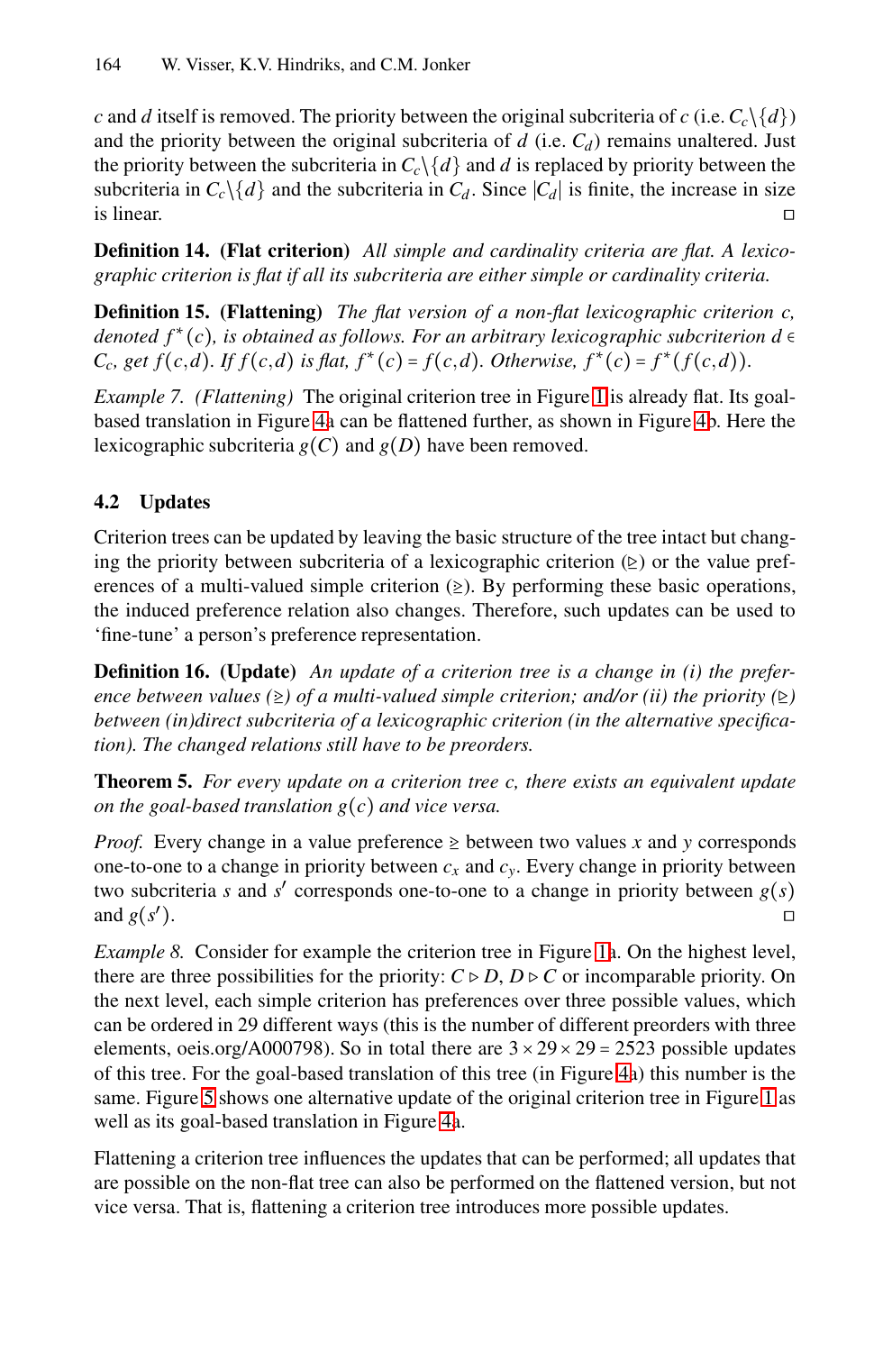$c$ and $d$ itself is removed. The priority between the original subcriteria of $c$ (i.e. $C_c \backslash \{d\}$) and the priority between the original subcriteria of $d$ (i.e. $C_d$) remains unaltered. Just the priority between the subcriteria in $C_c \backslash \{d\}$ and $d$ is replaced by priority between the subcriteria in $C_c \backslash \{d\}$ and the subcriteria in $C_d$. Since $|C_d|$ is finite, the increase in size is linear. □

**Definition 14. (Flat criterion)** *All simple and cardinality criteria are flat. A lexicographic criterion is flat if all its subcriteria are either simple or cardinality criteria.*

**Definition 15. (Flattening)** *The flat version of a non-flat lexicographic criterion $c$, denoted $f^*(c)$, is obtained as follows. For an arbitrary lexicographic subcriterion $d \in C_c$, get $f(c,d)$. If $f(c,d)$ is flat, $f^*(c) = f(c,d)$. Otherwise, $f^*(c) = f^*(f(c,d))$.*

*Example 7. (Flattening)* The original criterion tree in Figure 1 is already flat. Its goal-based translation in Figure 4a can be flattened further, as shown in Figure 4b. Here the lexicographic subcriteria $g(C)$ and $g(D)$ have been removed.

### 4.2 Updates

Criterion trees can be updated by leaving the basic structure of the tree intact but changing the priority between subcriteria of a lexicographic criterion ($\trianglerighteq$) or the value preferences of a multi-valued simple criterion ($\geq$). By performing these basic operations, the induced preference relation also changes. Therefore, such updates can be used to 'fine-tune' a person's preference representation.

**Definition 16. (Update)** *An update of a criterion tree is a change in (i) the preference between values ($\geq$) of a multi-valued simple criterion; and/or (ii) the priority ($\trianglerighteq$) between (in)direct subcriteria of a lexicographic criterion (in the alternative specification). The changed relations still have to be preorders.*

**Theorem 5.** *For every update on a criterion tree $c$, there exists an equivalent update on the goal-based translation $g(c)$ and vice versa.*

*Proof.* Every change in a value preference $\geq$ between two values $x$ and $y$ corresponds one-to-one to a change in priority between $c_x$ and $c_y$. Every change in priority between two subcriteria $s$ and $s'$ corresponds one-to-one to a change in priority between $g(s)$ and $g(s')$. □

*Example 8.* Consider for example the criterion tree in Figure 1a. On the highest level, there are three possibilities for the priority: $C \triangleright D$, $D \triangleright C$ or incomparable priority. On the next level, each simple criterion has preferences over three possible values, which can be ordered in 29 different ways (this is the number of different preorders with three elements, oeis.org/A000798). So in total there are $3 \times 29 \times 29 = 2523$ possible updates of this tree. For the goal-based translation of this tree (in Figure 4a) this number is the same. Figure 5 shows one alternative update of the original criterion tree in Figure 1 as well as its goal-based translation in Figure 4a.

Flattening a criterion tree influences the updates that can be performed; all updates that are possible on the non-flat tree can also be performed on the flattened version, but not vice versa. That is, flattening a criterion tree introduces more possible updates.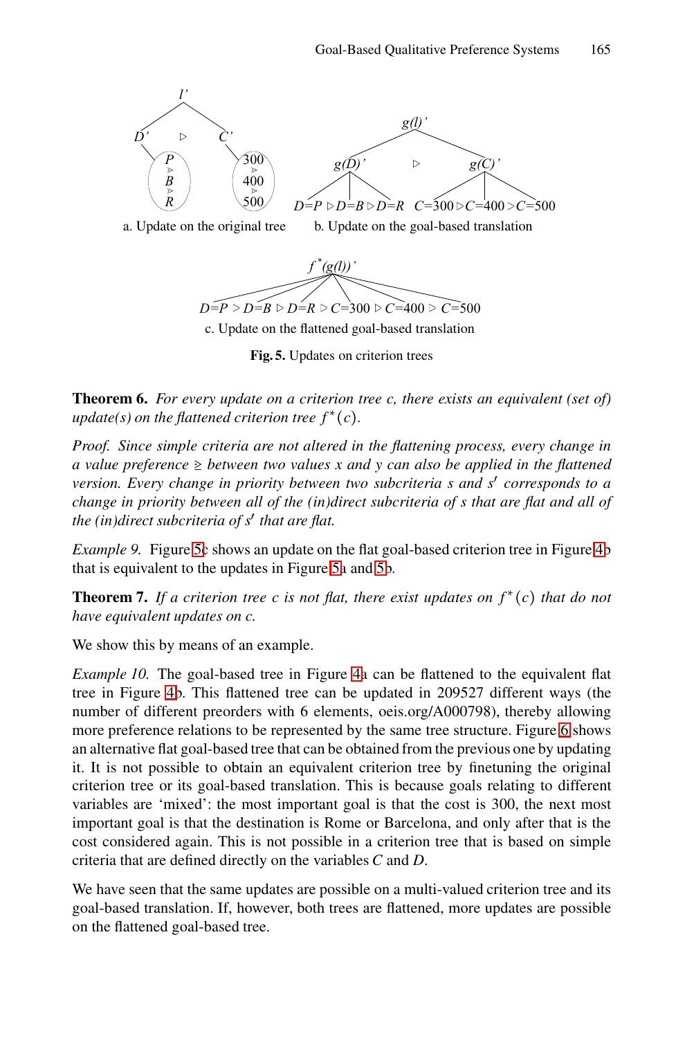a. Update on the original tree

b. Update on the goal-based translation

c. Update on the flattened goal-based translation

**Fig. 5.** Updates on criterion trees

**Theorem 6.** *For every update on a criterion tree c, there exists an equivalent (set of) update(s) on the flattened criterion tree $f^*(c)$.*

*Proof.* *Since simple criteria are not altered in the flattening process, every change in a value preference $\geq$ between two values x and y can also be applied in the flattened version. Every change in priority between two subcriteria s and $s'$ corresponds to a change in priority between all of the (in)direct subcriteria of s that are flat and all of the (in)direct subcriteria of $s'$ that are flat.*

*Example 9.* Figure 5c shows an update on the flat goal-based criterion tree in Figure 4b that is equivalent to the updates in Figure 5a and 5b.

**Theorem 7.** *If a criterion tree c is not flat, there exist updates on $f^*(c)$ that do not have equivalent updates on c.*

We show this by means of an example.

*Example 10.* The goal-based tree in Figure 4a can be flattened to the equivalent flat tree in Figure 4b. This flattened tree can be updated in 209527 different ways (the number of different preorders with 6 elements, oeis.org/A000798), thereby allowing more preference relations to be represented by the same tree structure. Figure 6 shows an alternative flat goal-based tree that can be obtained from the previous one by updating it. It is not possible to obtain an equivalent criterion tree by finetuning the original criterion tree or its goal-based translation. This is because goals relating to different variables are 'mixed': the most important goal is that the cost is 300, the next most important goal is that the destination is Rome or Barcelona, and only after that is the cost considered again. This is not possible in a criterion tree that is based on simple criteria that are defined directly on the variables $C$ and $D$.

We have seen that the same updates are possible on a multi-valued criterion tree and its goal-based translation. If, however, both trees are flattened, more updates are possible on the flattened goal-based tree.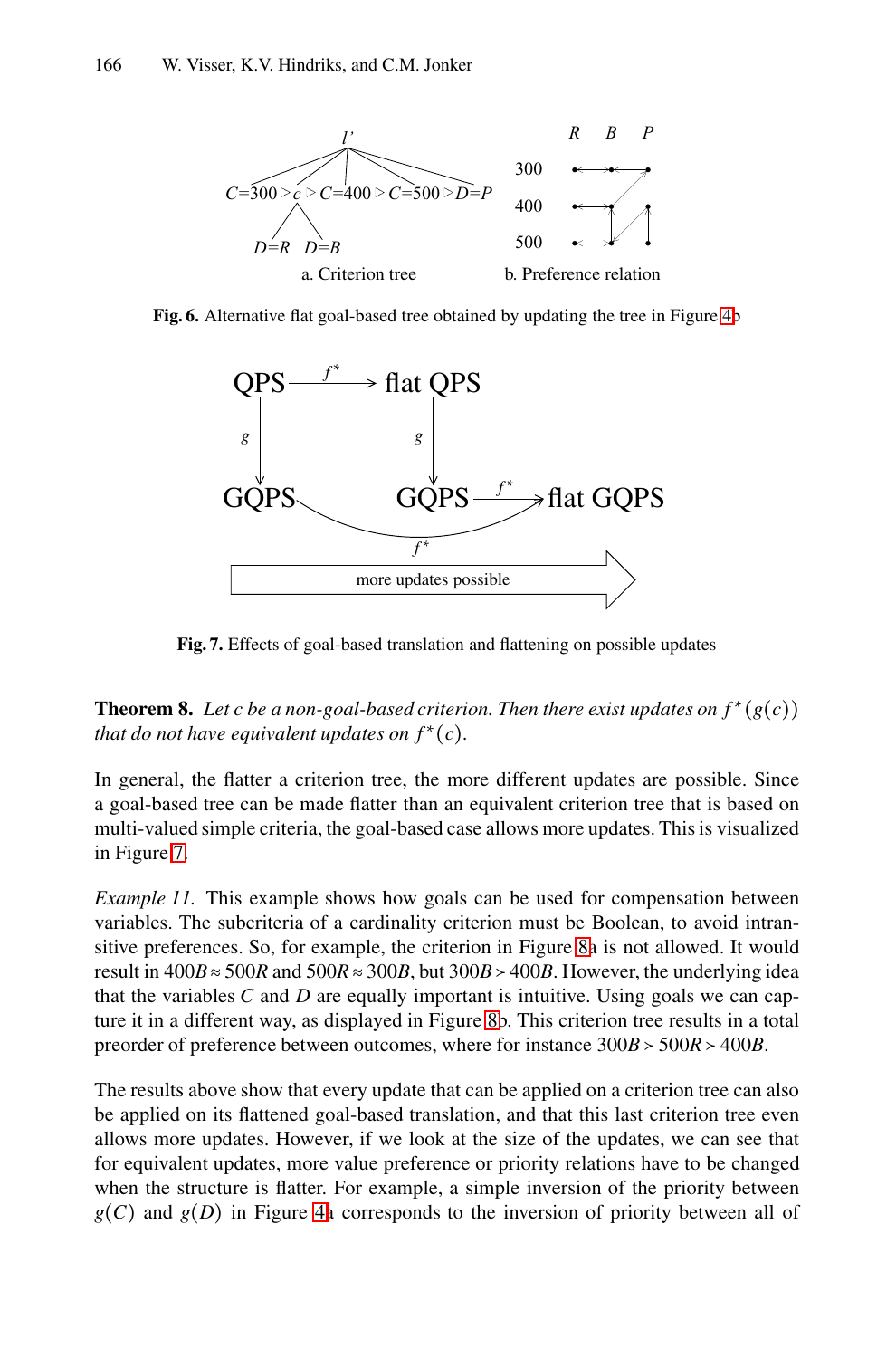**Fig. 6.** Alternative flat goal-based tree obtained by updating the tree in Figure 4b

**Fig. 7.** Effects of goal-based translation and flattening on possible updates

**Theorem 8.** *Let $c$ be a non-goal-based criterion. Then there exist updates on $f^*(g(c))$ that do not have equivalent updates on $f^*(c)$.*

In general, the flatter a criterion tree, the more different updates are possible. Since a goal-based tree can be made flatter than an equivalent criterion tree that is based on multi-valued simple criteria, the goal-based case allows more updates. This is visualized in Figure 7.

*Example 11.* This example shows how goals can be used for compensation between variables. The subcriteria of a cardinality criterion must be Boolean, to avoid intransitive preferences. So, for example, the criterion in Figure 8a is not allowed. It would result in $400B \approx 500R$ and $500R \approx 300B$, but $300B \succ 400B$. However, the underlying idea that the variables $C$ and $D$ are equally important is intuitive. Using goals we can capture it in a different way, as displayed in Figure 8b. This criterion tree results in a total preorder of preference between outcomes, where for instance $300B \succ 500R \succ 400B$.

The results above show that every update that can be applied on a criterion tree can also be applied on its flattened goal-based translation, and that this last criterion tree even allows more updates. However, if we look at the size of the updates, we can see that for equivalent updates, more value preference or priority relations have to be changed when the structure is flatter. For example, a simple inversion of the priority between $g(C)$ and $g(D)$ in Figure 4a corresponds to the inversion of priority between all of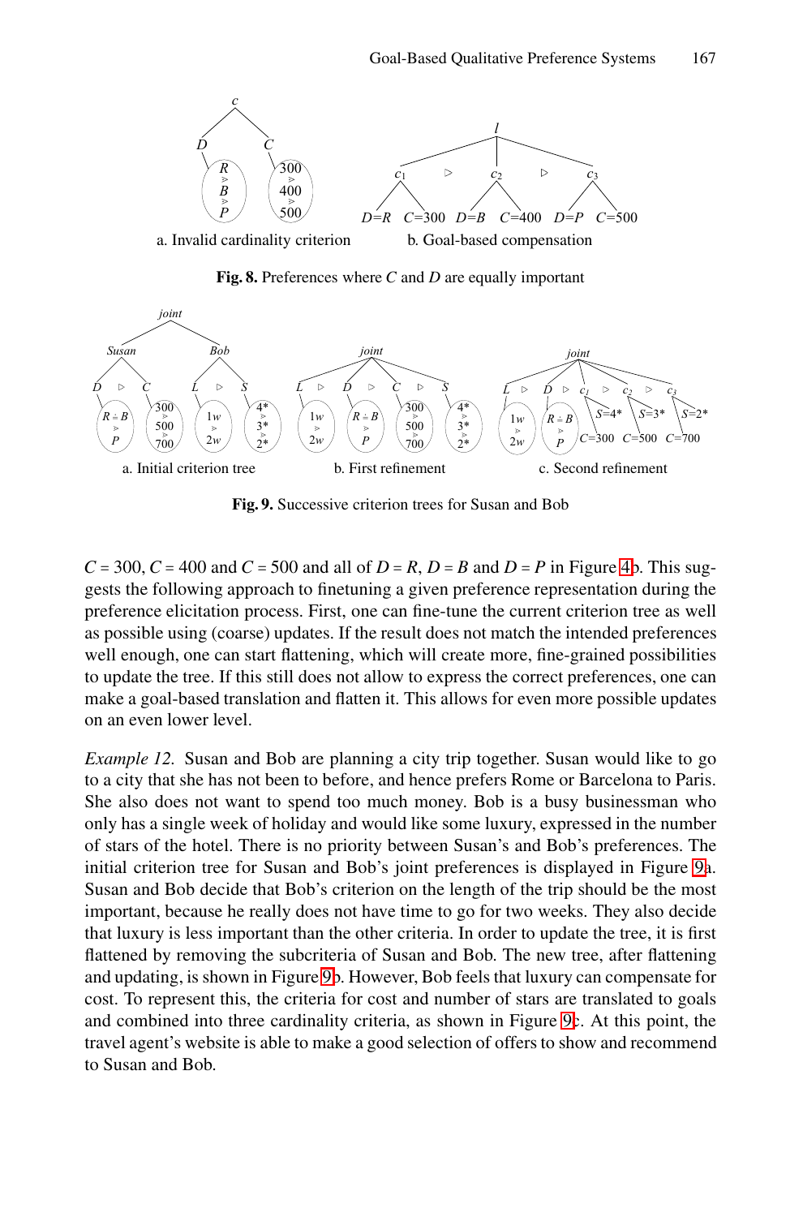a. Invalid cardinality criterion

b. Goal-based compensation

**Fig. 8.** Preferences where $C$ and $D$ are equally important

a. Initial criterion tree

b. First refinement

c. Second refinement

**Fig. 9.** Successive criterion trees for Susan and Bob

$C = 300$, $C = 400$ and $C = 500$ and all of $D = R$, $D = B$ and $D = P$ in Figure 4b. This suggests the following approach to finetuning a given preference representation during the preference elicitation process. First, one can fine-tune the current criterion tree as well as possible using (coarse) updates. If the result does not match the intended preferences well enough, one can start flattening, which will create more, fine-grained possibilities to update the tree. If this still does not allow to express the correct preferences, one can make a goal-based translation and flatten it. This allows for even more possible updates on an even lower level.

*Example 12.* Susan and Bob are planning a city trip together. Susan would like to go to a city that she has not been to before, and hence prefers Rome or Barcelona to Paris. She also does not want to spend too much money. Bob is a busy businessman who only has a single week of holiday and would like some luxury, expressed in the number of stars of the hotel. There is no priority between Susan's and Bob's preferences. The initial criterion tree for Susan and Bob's joint preferences is displayed in Figure 9a. Susan and Bob decide that Bob's criterion on the length of the trip should be the most important, because he really does not have time to go for two weeks. They also decide that luxury is less important than the other criteria. In order to update the tree, it is first flattened by removing the subcriteria of Susan and Bob. The new tree, after flattening and updating, is shown in Figure 9b. However, Bob feels that luxury can compensate for cost. To represent this, the criteria for cost and number of stars are translated to goals and combined into three cardinality criteria, as shown in Figure 9c. At this point, the travel agent's website is able to make a good selection of offers to show and recommend to Susan and Bob.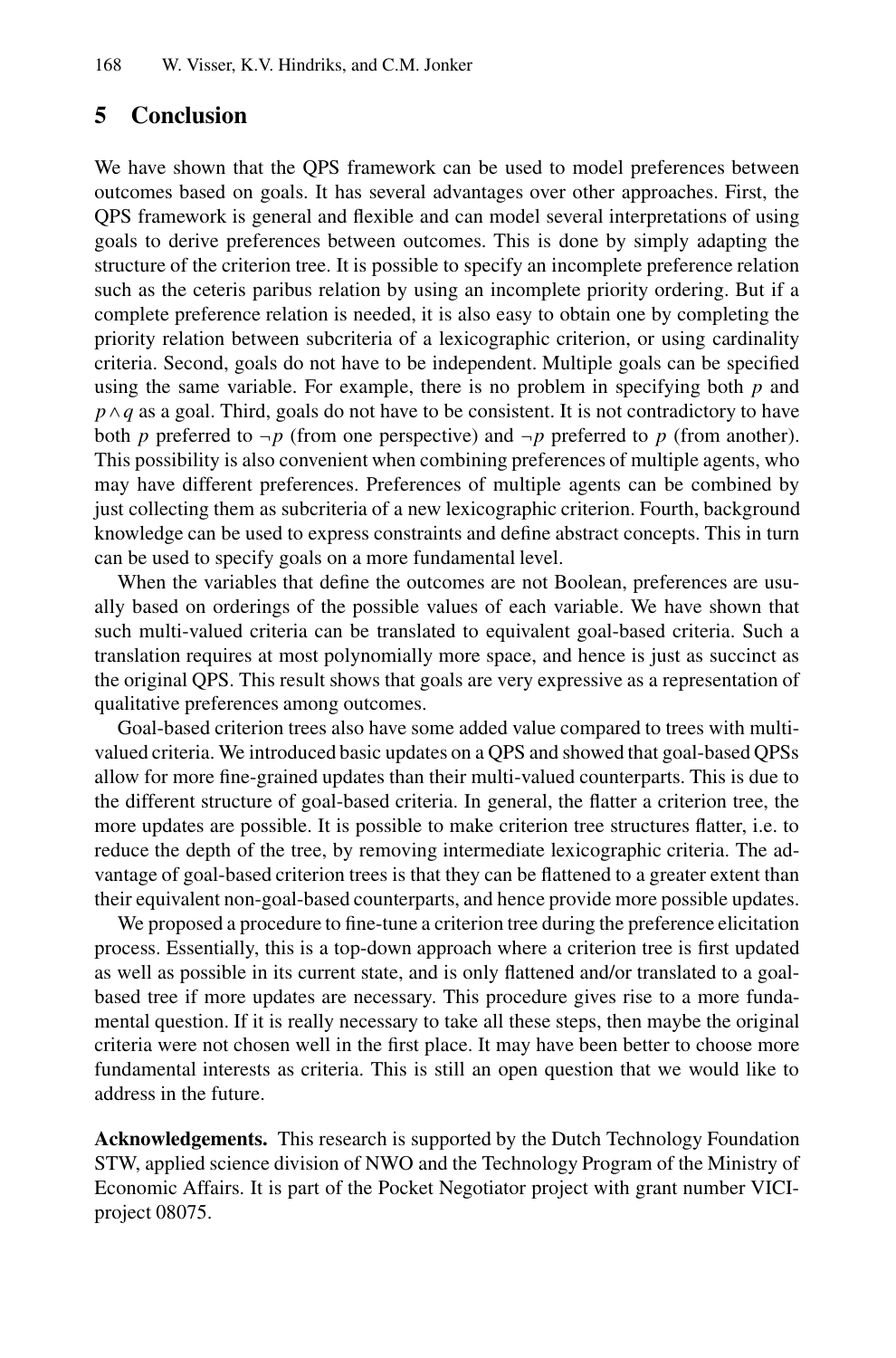## 5 Conclusion

We have shown that the QPS framework can be used to model preferences between outcomes based on goals. It has several advantages over other approaches. First, the QPS framework is general and flexible and can model several interpretations of using goals to derive preferences between outcomes. This is done by simply adapting the structure of the criterion tree. It is possible to specify an incomplete preference relation such as the ceteris paribus relation by using an incomplete priority ordering. But if a complete preference relation is needed, it is also easy to obtain one by completing the priority relation between subcriteria of a lexicographic criterion, or using cardinality criteria. Second, goals do not have to be independent. Multiple goals can be specified using the same variable. For example, there is no problem in specifying both $p$ and $p \wedge q$ as a goal. Third, goals do not have to be consistent. It is not contradictory to have both $p$ preferred to $\neg p$ (from one perspective) and $\neg p$ preferred to $p$ (from another). This possibility is also convenient when combining preferences of multiple agents, who may have different preferences. Preferences of multiple agents can be combined by just collecting them as subcriteria of a new lexicographic criterion. Fourth, background knowledge can be used to express constraints and define abstract concepts. This in turn can be used to specify goals on a more fundamental level.

When the variables that define the outcomes are not Boolean, preferences are usually based on orderings of the possible values of each variable. We have shown that such multi-valued criteria can be translated to equivalent goal-based criteria. Such a translation requires at most polynomially more space, and hence is just as succinct as the original QPS. This result shows that goals are very expressive as a representation of qualitative preferences among outcomes.

Goal-based criterion trees also have some added value compared to trees with multi-valued criteria. We introduced basic updates on a QPS and showed that goal-based QPSs allow for more fine-grained updates than their multi-valued counterparts. This is due to the different structure of goal-based criteria. In general, the flatter a criterion tree, the more updates are possible. It is possible to make criterion tree structures flatter, i.e. to reduce the depth of the tree, by removing intermediate lexicographic criteria. The advantage of goal-based criterion trees is that they can be flattened to a greater extent than their equivalent non-goal-based counterparts, and hence provide more possible updates.

We proposed a procedure to fine-tune a criterion tree during the preference elicitation process. Essentially, this is a top-down approach where a criterion tree is first updated as well as possible in its current state, and is only flattened and/or translated to a goal-based tree if more updates are necessary. This procedure gives rise to a more fundamental question. If it is really necessary to take all these steps, then maybe the original criteria were not chosen well in the first place. It may have been better to choose more fundamental interests as criteria. This is still an open question that we would like to address in the future.

**Acknowledgements.** This research is supported by the Dutch Technology Foundation STW, applied science division of NWO and the Technology Program of the Ministry of Economic Affairs. It is part of the Pocket Negotiator project with grant number VICI-project 08075.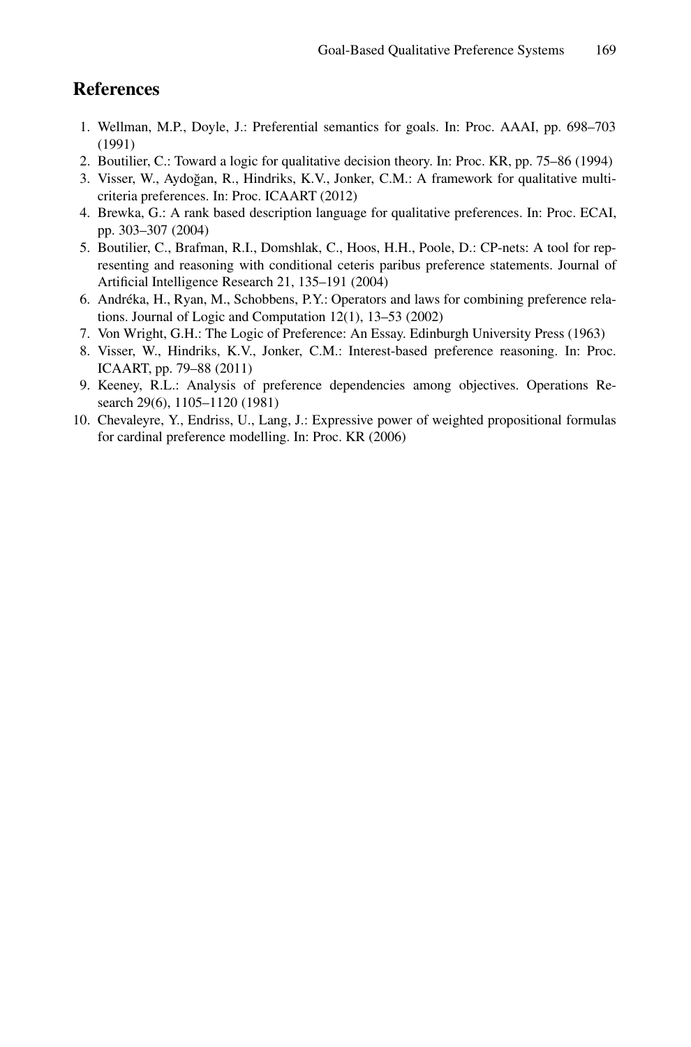## References

1. Wellman, M.P., Doyle, J.: Preferential semantics for goals. In: Proc. AAAI, pp. 698–703 (1991)
2. Boutilier, C.: Toward a logic for qualitative decision theory. In: Proc. KR, pp. 75–86 (1994)
3. Visser, W., Aydoğan, R., Hindriks, K.V., Jonker, C.M.: A framework for qualitative multi-criteria preferences. In: Proc. ICAART (2012)
4. Brewka, G.: A rank based description language for qualitative preferences. In: Proc. ECAI, pp. 303–307 (2004)
5. Boutilier, C., Brafman, R.I., Domshlak, C., Hoos, H.H., Poole, D.: CP-nets: A tool for representing and reasoning with conditional ceteris paribus preference statements. Journal of Artificial Intelligence Research 21, 135–191 (2004)
6. Andréka, H., Ryan, M., Schobbens, P.Y.: Operators and laws for combining preference relations. Journal of Logic and Computation 12(1), 13–53 (2002)
7. Von Wright, G.H.: The Logic of Preference: An Essay. Edinburgh University Press (1963)
8. Visser, W., Hindriks, K.V., Jonker, C.M.: Interest-based preference reasoning. In: Proc. ICAART, pp. 79–88 (2011)
9. Keeney, R.L.: Analysis of preference dependencies among objectives. Operations Research 29(6), 1105–1120 (1981)
10. Chevaleyre, Y., Endriss, U., Lang, J.: Expressive power of weighted propositional formulas for cardinal preference modelling. In: Proc. KR (2006)